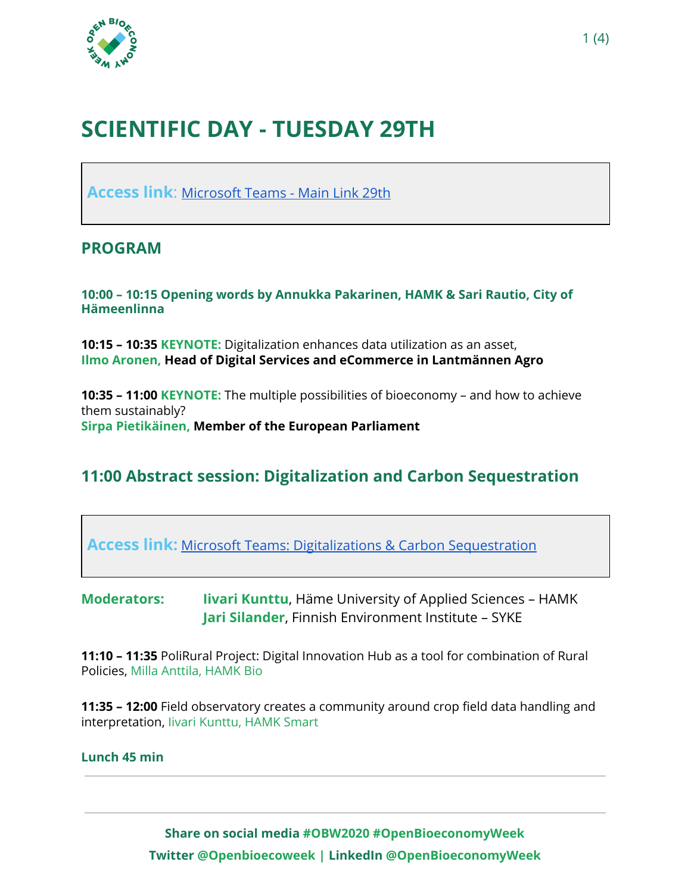# SCIENTIFIC DAY - TUESDAY 29TH

**Access link**: Microsoft Teams - Main Link 29th

## PROGRAM

**10:00 – 10:15 Opening words by Annukka Pakarinen, HAMK & Sari Rautio, City of Hämeenlinna**

**10:15 – 10:35 KEYNOTE:** Digitalization enhances data utilization as an asset,
**Ilmo Aronen, Head of Digital Services and eCommerce in Lantmännen Agro**

**10:35 – 11:00 KEYNOTE:** The multiple possibilities of bioeconomy – and how to achieve them sustainably?
**Sirpa Pietikäinen, Member of the European Parliament**

## 11:00 Abstract session: Digitalization and Carbon Sequestration

**Access link:** Microsoft Teams: Digitalizations & Carbon Sequestration

**Moderators:** **Iivari Kunttu**, Häme University of Applied Sciences – HAMK
**Jari Silander**, Finnish Environment Institute – SYKE

**11:10 – 11:35** PoliRural Project: Digital Innovation Hub as a tool for combination of Rural Policies, Milla Anttila, HAMK Bio

**11:35 – 12:00** Field observatory creates a community around crop field data handling and interpretation, Iivari Kunttu, HAMK Smart

**Lunch 45 min**

---

**Share on social media #OBW2020 #OpenBioeconomyWeek**
**Twitter @Openbioecoweek | LinkedIn @OpenBioeconomyWeek**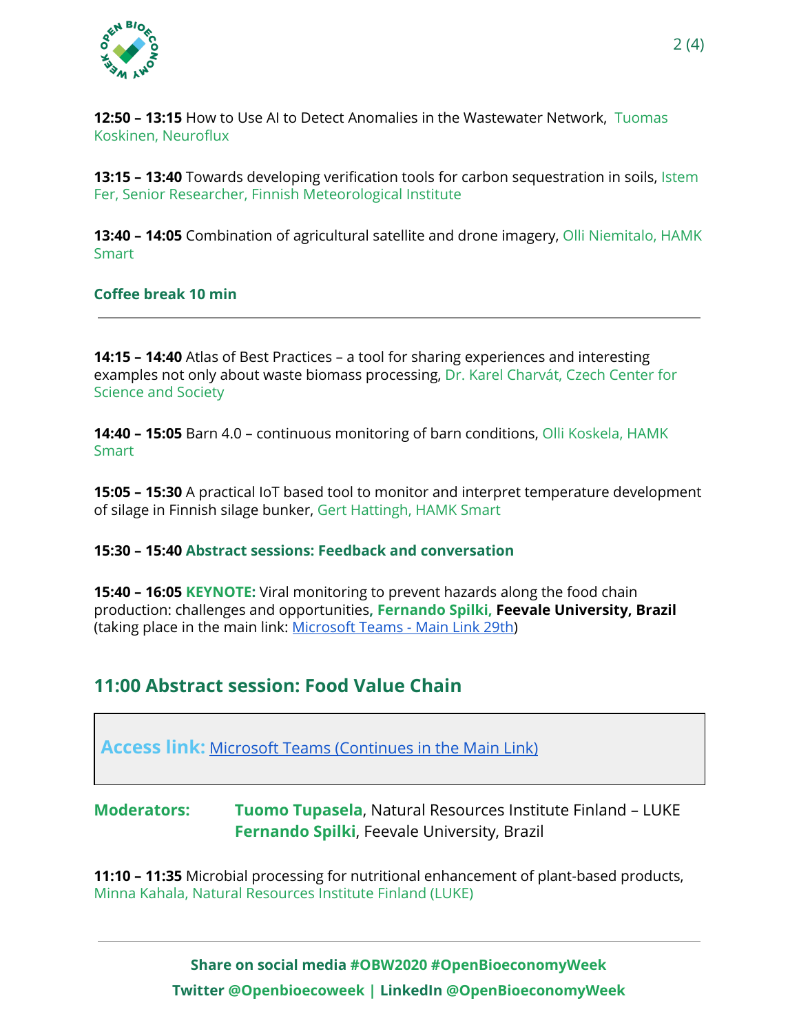**12:50 – 13:15** How to Use AI to Detect Anomalies in the Wastewater Network, Tuomas Koskinen, Neuroflux

**13:15 – 13:40** Towards developing verification tools for carbon sequestration in soils, Istem Fer, Senior Researcher, Finnish Meteorological Institute

**13:40 – 14:05** Combination of agricultural satellite and drone imagery, Olli Niemitalo, HAMK Smart

**Coffee break 10 min**

---

**14:15 – 14:40** Atlas of Best Practices – a tool for sharing experiences and interesting examples not only about waste biomass processing, Dr. Karel Charvát, Czech Center for Science and Society

**14:40 – 15:05** Barn 4.0 – continuous monitoring of barn conditions, Olli Koskela, HAMK Smart

**15:05 – 15:30** A practical IoT based tool to monitor and interpret temperature development of silage in Finnish silage bunker, Gert Hattingh, HAMK Smart

**15:30 – 15:40 Abstract sessions: Feedback and conversation**

**15:40 – 16:05 KEYNOTE:** Viral monitoring to prevent hazards along the food chain production: challenges and opportunities, **Fernando Spilki, Feevale University, Brazil** (taking place in the main link: Microsoft Teams - Main Link 29th)

## 11:00 Abstract session: Food Value Chain

**Access link:** Microsoft Teams (Continues in the Main Link)

**Moderators:** **Tuomo Tupasela**, Natural Resources Institute Finland – LUKE
**Fernando Spilki**, Feevale University, Brazil

**11:10 – 11:35** Microbial processing for nutritional enhancement of plant-based products, Minna Kahala, Natural Resources Institute Finland (LUKE)

---

**Share on social media #OBW2020 #OpenBioeconomyWeek**

**Twitter @Openbioecoweek | LinkedIn @OpenBioeconomyWeek**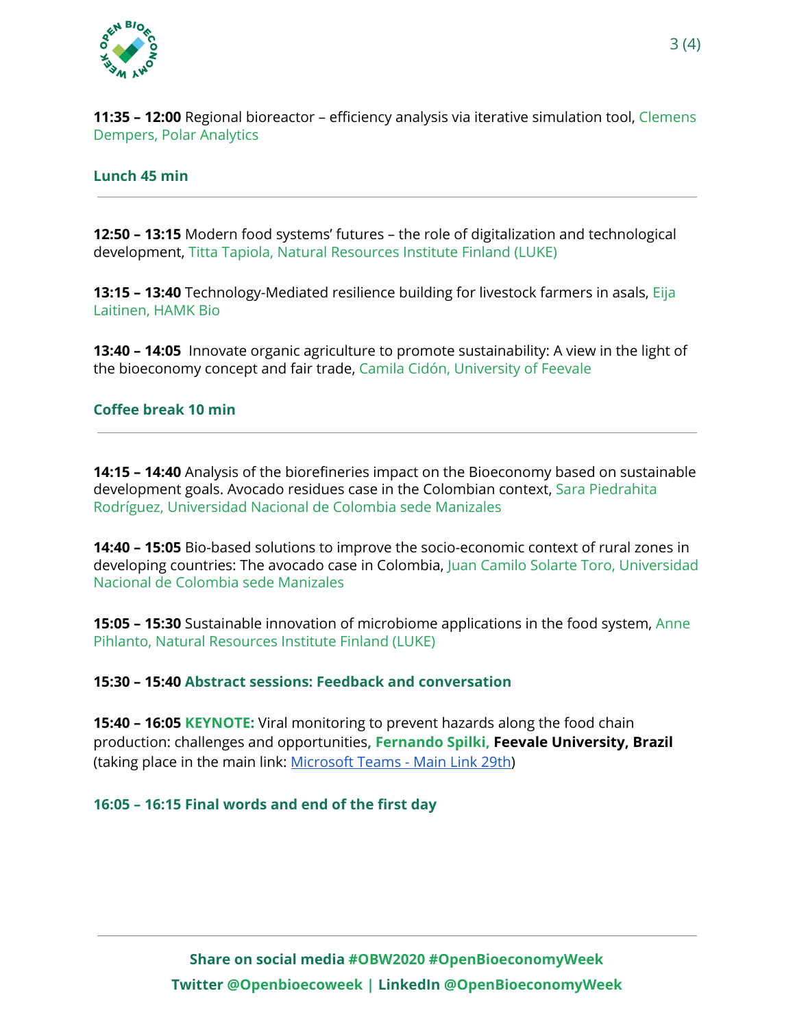**11:35 – 12:00** Regional bioreactor – efficiency analysis via iterative simulation tool, Clemens Dempers, Polar Analytics

**Lunch 45 min**

---

**12:50 – 13:15** Modern food systems' futures – the role of digitalization and technological development, Titta Tapiola, Natural Resources Institute Finland (LUKE)

**13:15 – 13:40** Technology-Mediated resilience building for livestock farmers in asals, Eija Laitinen, HAMK Bio

**13:40 – 14:05** Innovate organic agriculture to promote sustainability: A view in the light of the bioeconomy concept and fair trade, Camila Cidón, University of Feevale

**Coffee break 10 min**

---

**14:15 – 14:40** Analysis of the biorefineries impact on the Bioeconomy based on sustainable development goals. Avocado residues case in the Colombian context, Sara Piedrahita Rodríguez, Universidad Nacional de Colombia sede Manizales

**14:40 – 15:05** Bio-based solutions to improve the socio-economic context of rural zones in developing countries: The avocado case in Colombia, Juan Camilo Solarte Toro, Universidad Nacional de Colombia sede Manizales

**15:05 – 15:30** Sustainable innovation of microbiome applications in the food system, Anne Pihlanto, Natural Resources Institute Finland (LUKE)

**15:30 – 15:40 Abstract sessions: Feedback and conversation**

**15:40 – 16:05 KEYNOTE:** Viral monitoring to prevent hazards along the food chain production: challenges and opportunities**, Fernando Spilki, Feevale University, Brazil** (taking place in the main link: [Microsoft Teams - Main Link 29th])

**16:05 – 16:15 Final words and end of the first day**

---

**Share on social media #OBW2020 #OpenBioeconomyWeek**
**Twitter @Openbioecoweek | LinkedIn @OpenBioeconomyWeek**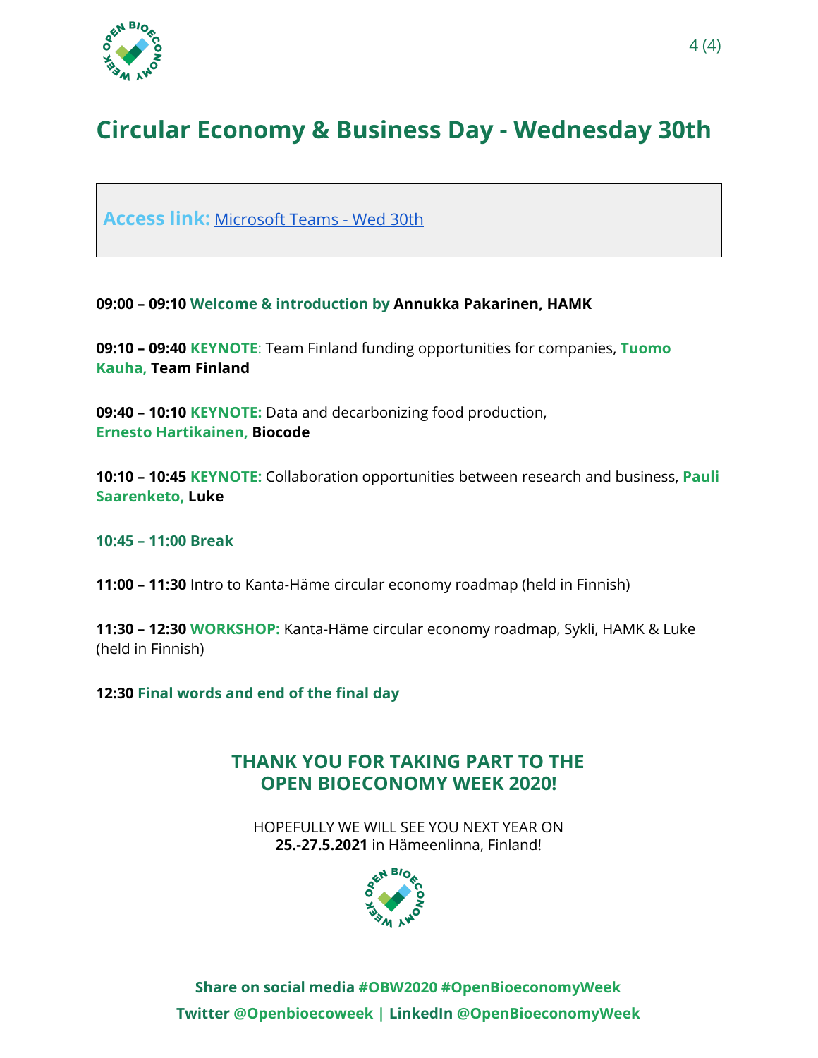# Circular Economy & Business Day - Wednesday 30th

**Access link:** [Microsoft Teams - Wed 30th]

**09:00 – 09:10 Welcome & introduction by Annukka Pakarinen, HAMK**

**09:10 – 09:40 KEYNOTE**: Team Finland funding opportunities for companies, **Tuomo Kauha, Team Finland**

**09:40 – 10:10 KEYNOTE:** Data and decarbonizing food production, **Ernesto Hartikainen, Biocode**

**10:10 – 10:45 KEYNOTE:** Collaboration opportunities between research and business, **Pauli Saarenketo, Luke**

**10:45 – 11:00 Break**

**11:00 – 11:30** Intro to Kanta-Häme circular economy roadmap (held in Finnish)

**11:30 – 12:30 WORKSHOP:** Kanta-Häme circular economy roadmap, Sykli, HAMK & Luke (held in Finnish)

**12:30 Final words and end of the final day**

**THANK YOU FOR TAKING PART TO THE OPEN BIOECONOMY WEEK 2020!**

HOPEFULLY WE WILL SEE YOU NEXT YEAR ON **25.-27.5.2021** in Hämeenlinna, Finland!

**Share on social media #OBW2020 #OpenBioeconomyWeek**

**Twitter @Openbioecoweek | LinkedIn @OpenBioeconomyWeek**